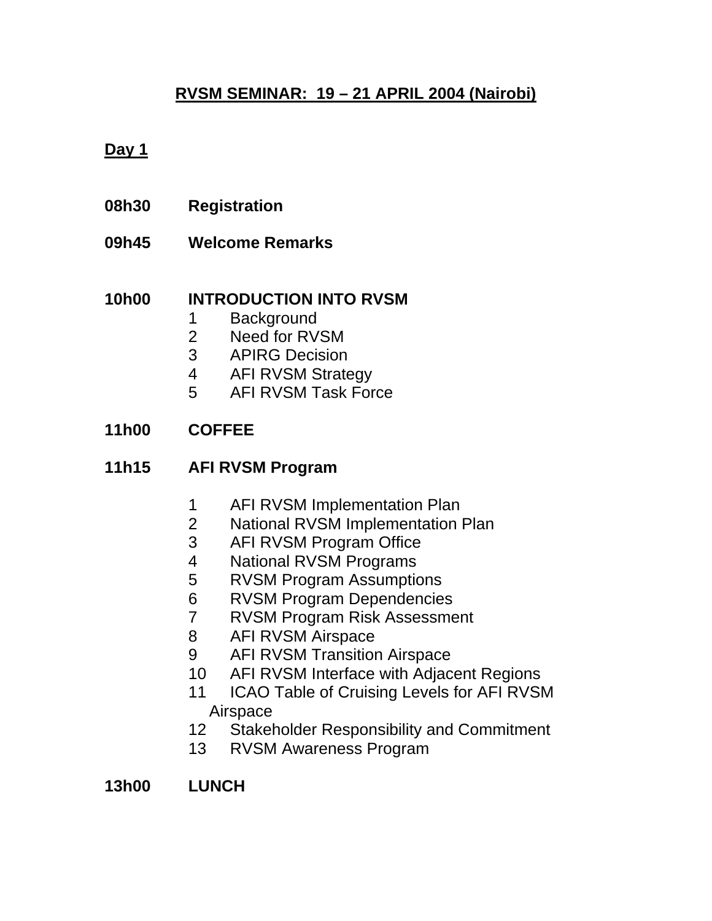# RVSM SEMINAR: 19 – 21 APRIL 2004 (Nairobi)

## Day 1

**08h30 Registration**

**09h45 Welcome Remarks**

**10h00 INTRODUCTION INTO RVSM**

1. Background
2. Need for RVSM
3. APIRG Decision
4. AFI RVSM Strategy
5. AFI RVSM Task Force

**11h00 COFFEE**

**11h15 AFI RVSM Program**

1. AFI RVSM Implementation Plan
2. National RVSM Implementation Plan
3. AFI RVSM Program Office
4. National RVSM Programs
5. RVSM Program Assumptions
6. RVSM Program Dependencies
7. RVSM Program Risk Assessment
8. AFI RVSM Airspace
9. AFI RVSM Transition Airspace
10. AFI RVSM Interface with Adjacent Regions
11. ICAO Table of Cruising Levels for AFI RVSM Airspace
12. Stakeholder Responsibility and Commitment
13. RVSM Awareness Program

**13h00 LUNCH**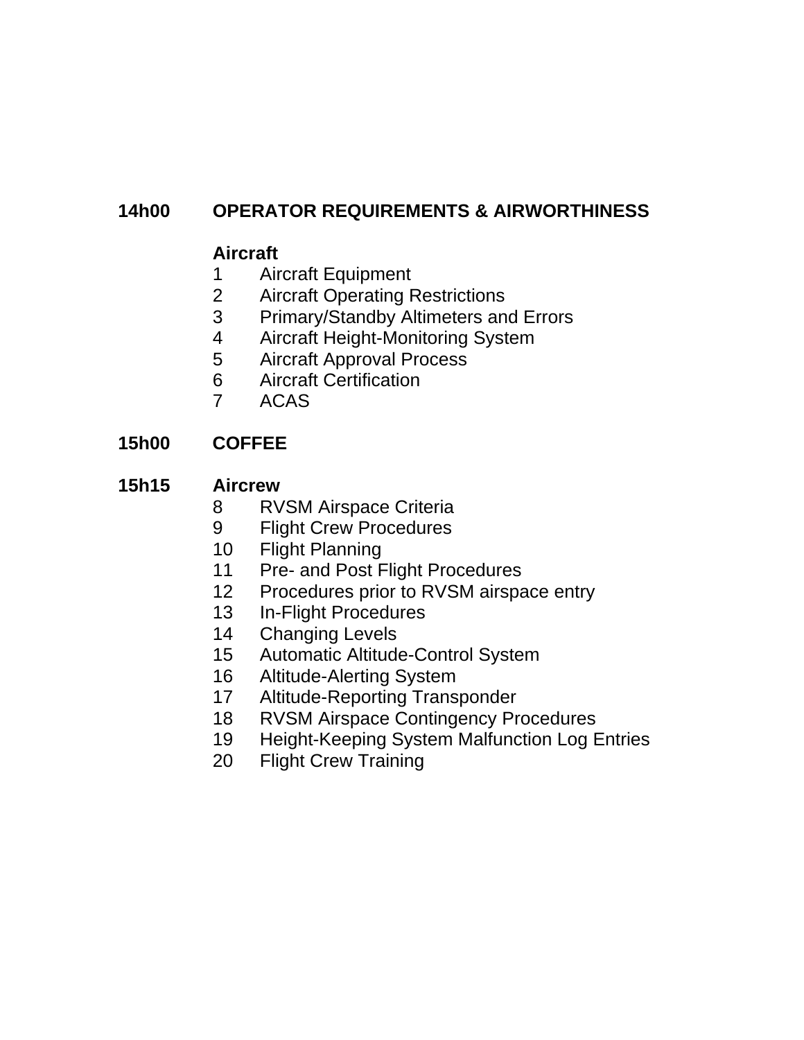**14h00 OPERATOR REQUIREMENTS & AIRWORTHINESS**

**Aircraft**

1. Aircraft Equipment
2. Aircraft Operating Restrictions
3. Primary/Standby Altimeters and Errors
4. Aircraft Height-Monitoring System
5. Aircraft Approval Process
6. Aircraft Certification
7. ACAS

**15h00 COFFEE**

**15h15 Aircrew**

8. RVSM Airspace Criteria
9. Flight Crew Procedures
10. Flight Planning
11. Pre- and Post Flight Procedures
12. Procedures prior to RVSM airspace entry
13. In-Flight Procedures
14. Changing Levels
15. Automatic Altitude-Control System
16. Altitude-Alerting System
17. Altitude-Reporting Transponder
18. RVSM Airspace Contingency Procedures
19. Height-Keeping System Malfunction Log Entries
20. Flight Crew Training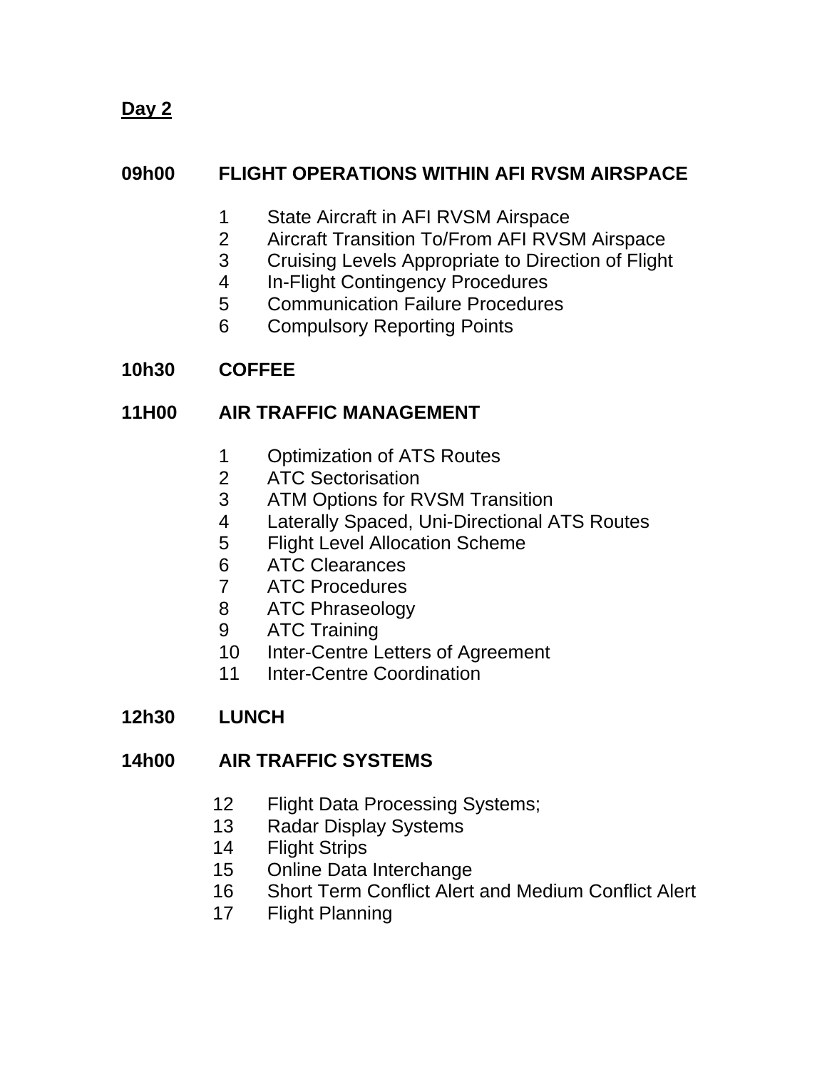**Day 2**

**09h00 FLIGHT OPERATIONS WITHIN AFI RVSM AIRSPACE**

1 State Aircraft in AFI RVSM Airspace
2 Aircraft Transition To/From AFI RVSM Airspace
3 Cruising Levels Appropriate to Direction of Flight
4 In-Flight Contingency Procedures
5 Communication Failure Procedures
6 Compulsory Reporting Points

**10h30 COFFEE**

**11H00 AIR TRAFFIC MANAGEMENT**

1 Optimization of ATS Routes
2 ATC Sectorisation
3 ATM Options for RVSM Transition
4 Laterally Spaced, Uni-Directional ATS Routes
5 Flight Level Allocation Scheme
6 ATC Clearances
7 ATC Procedures
8 ATC Phraseology
9 ATC Training
10 Inter-Centre Letters of Agreement
11 Inter-Centre Coordination

**12h30 LUNCH**

**14h00 AIR TRAFFIC SYSTEMS**

12 Flight Data Processing Systems;
13 Radar Display Systems
14 Flight Strips
15 Online Data Interchange
16 Short Term Conflict Alert and Medium Conflict Alert
17 Flight Planning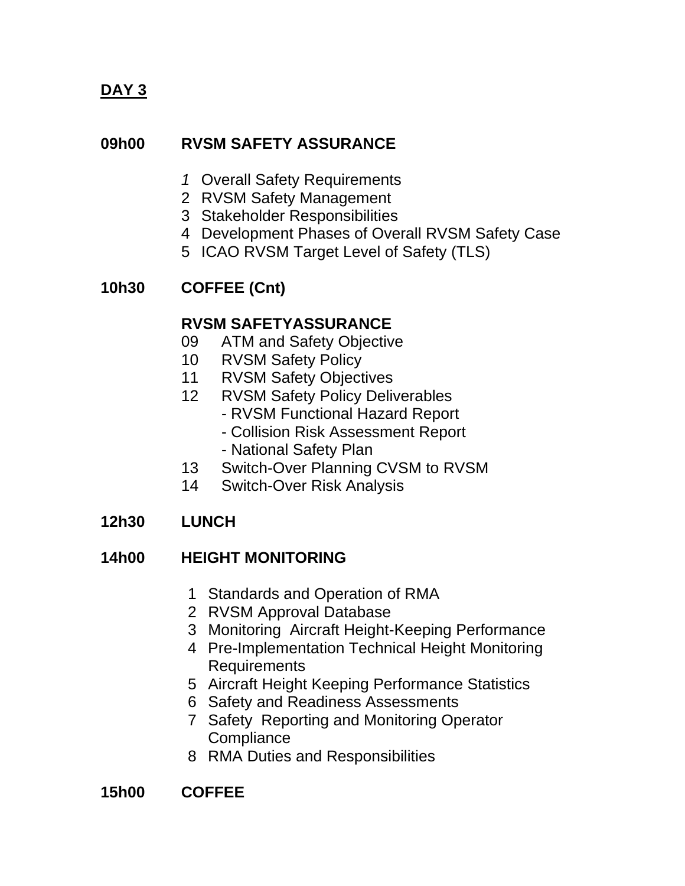**DAY 3**

**09h00 RVSM SAFETY ASSURANCE**

*1* Overall Safety Requirements
2 RVSM Safety Management
3 Stakeholder Responsibilities
4 Development Phases of Overall RVSM Safety Case
5 ICAO RVSM Target Level of Safety (TLS)

**10h30 COFFEE (Cnt)**

**RVSM SAFETYASSURANCE**

09 ATM and Safety Objective
10 RVSM Safety Policy
11 RVSM Safety Objectives
12 RVSM Safety Policy Deliverables
- RVSM Functional Hazard Report
- Collision Risk Assessment Report
- National Safety Plan

13 Switch-Over Planning CVSM to RVSM
14 Switch-Over Risk Analysis

**12h30 LUNCH**

**14h00 HEIGHT MONITORING**

1 Standards and Operation of RMA
2 RVSM Approval Database
3 Monitoring Aircraft Height-Keeping Performance
4 Pre-Implementation Technical Height Monitoring Requirements
5 Aircraft Height Keeping Performance Statistics
6 Safety and Readiness Assessments
7 Safety Reporting and Monitoring Operator Compliance
8 RMA Duties and Responsibilities

**15h00 COFFEE**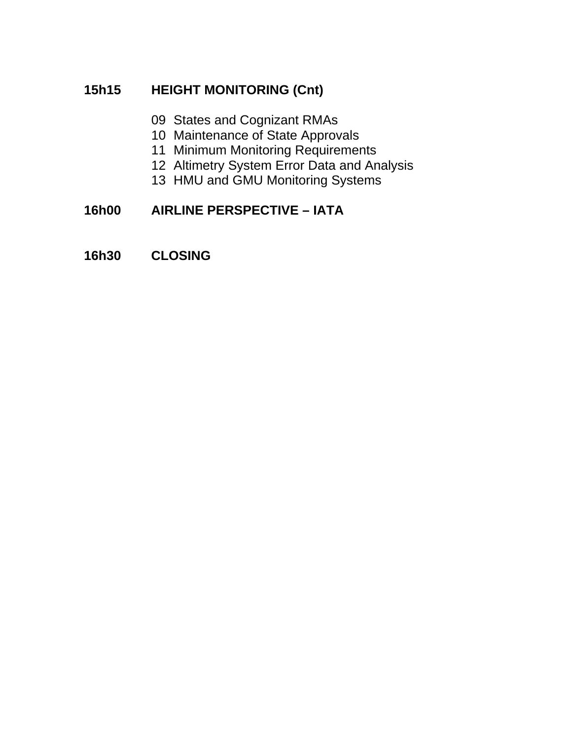**15h15 HEIGHT MONITORING (Cnt)**

09 States and Cognizant RMAs
10 Maintenance of State Approvals
11 Minimum Monitoring Requirements
12 Altimetry System Error Data and Analysis
13 HMU and GMU Monitoring Systems

**16h00 AIRLINE PERSPECTIVE – IATA**

**16h30 CLOSING**